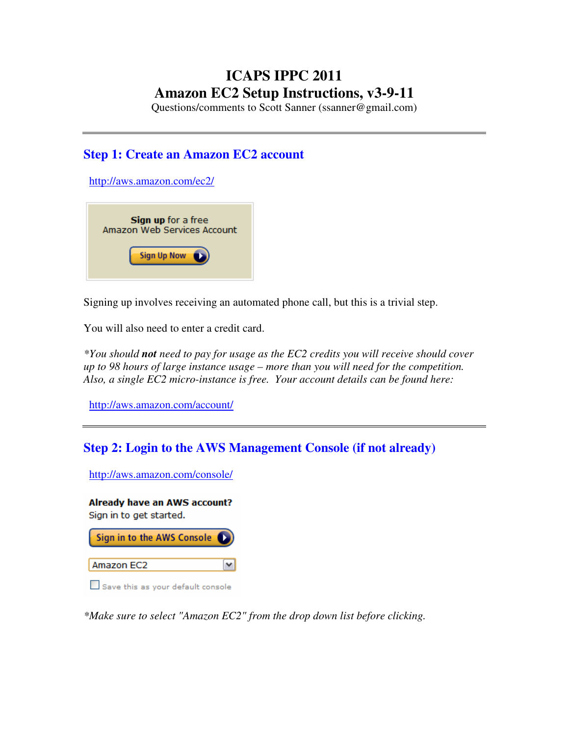# ICAPS IPPC 2011
# Amazon EC2 Setup Instructions, v3-9-11

Questions/comments to Scott Sanner (ssanner@gmail.com)

---

## Step 1: Create an Amazon EC2 account

http://aws.amazon.com/ec2/

**Sign up** for a free
Amazon Web Services Account

Sign Up Now

Signing up involves receiving an automated phone call, but this is a trivial step.

You will also need to enter a credit card.

**You should ***not*** need to pay for usage as the EC2 credits you will receive should cover up to 98 hours of large instance usage – more than you will need for the competition. Also, a single EC2 micro-instance is free. Your account details can be found here:*

http://aws.amazon.com/account/

---

## Step 2: Login to the AWS Management Console (if not already)

http://aws.amazon.com/console/

**Already have an AWS account?**
Sign in to get started.

Sign in to the AWS Console

Amazon EC2

☐ Save this as your default console

**Make sure to select "Amazon EC2" from the drop down list before clicking.*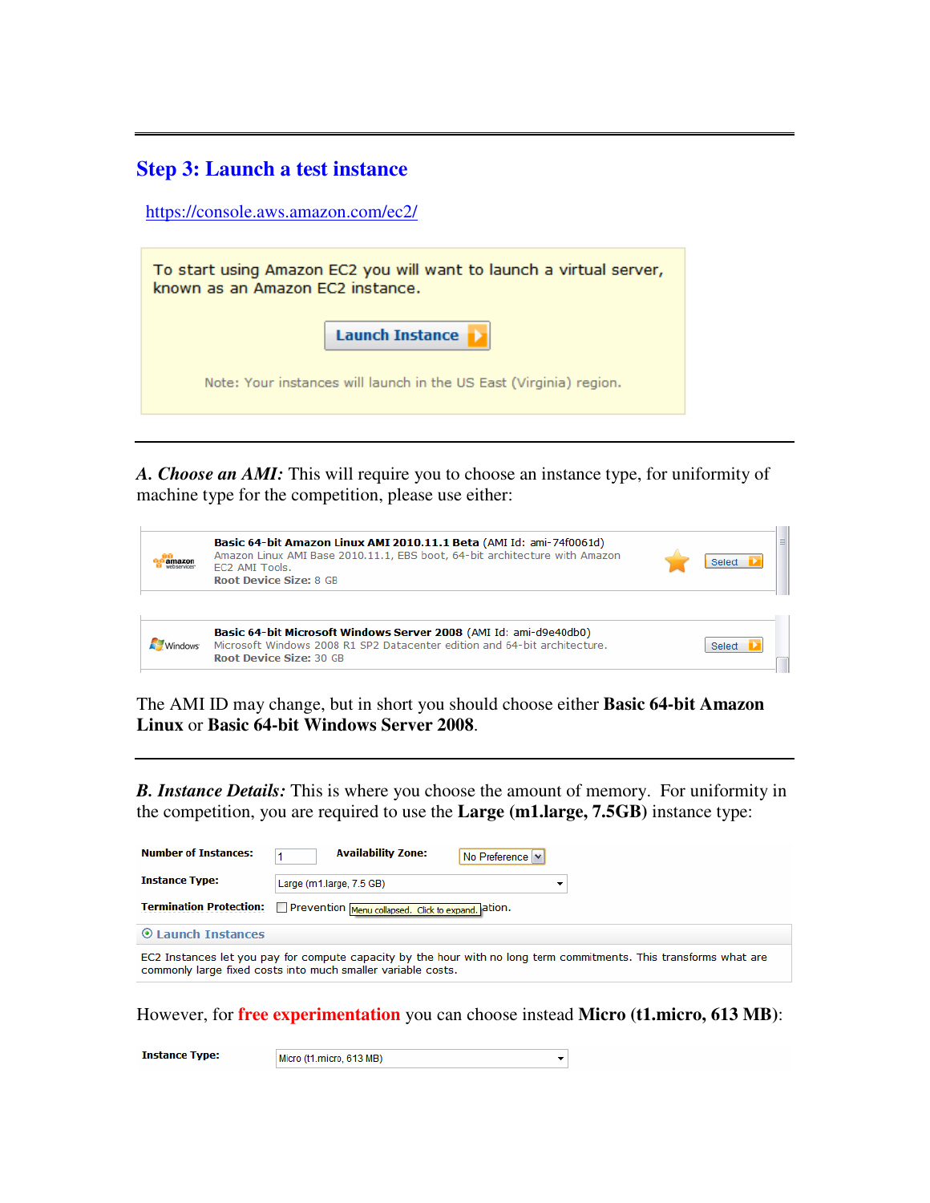## Step 3: Launch a test instance

https://console.aws.amazon.com/ec2/

To start using Amazon EC2 you will want to launch a virtual server, known as an Amazon EC2 instance.

Launch Instance

Note: Your instances will launch in the US East (Virginia) region.

---

***A. Choose an AMI:*** This will require you to choose an instance type, for uniformity of machine type for the competition, please use either:

**Basic 64-bit Amazon Linux AMI 2010.11.1 Beta** (AMI Id: ami-74f0061d)
Amazon Linux AMI Base 2010.11.1, EBS boot, 64-bit architecture with Amazon EC2 AMI Tools.
**Root Device Size:** 8 GB
Select

**Basic 64-bit Microsoft Windows Server 2008** (AMI Id: ami-d9e40db0)
Microsoft Windows 2008 R1 SP2 Datacenter edition and 64-bit architecture.
**Root Device Size:** 30 GB
Select

The AMI ID may change, but in short you should choose either **Basic 64-bit Amazon Linux** or **Basic 64-bit Windows Server 2008**.

---

***B. Instance Details:*** This is where you choose the amount of memory. For uniformity in the competition, you are required to use the **Large (m1.large, 7.5GB)** instance type:

**Number of Instances:** 1 **Availability Zone:** No Preference

**Instance Type:** Large (m1.large, 7.5 GB)

**Termination Protection:** Prevention Menu collapsed. Click to expand. ation.

Launch Instances

EC2 Instances let you pay for compute capacity by the hour with no long term commitments. This transforms what are commonly large fixed costs into much smaller variable costs.

However, for free experimentation you can choose instead **Micro (t1.micro, 613 MB)**:

**Instance Type:** Micro (t1.micro, 613 MB)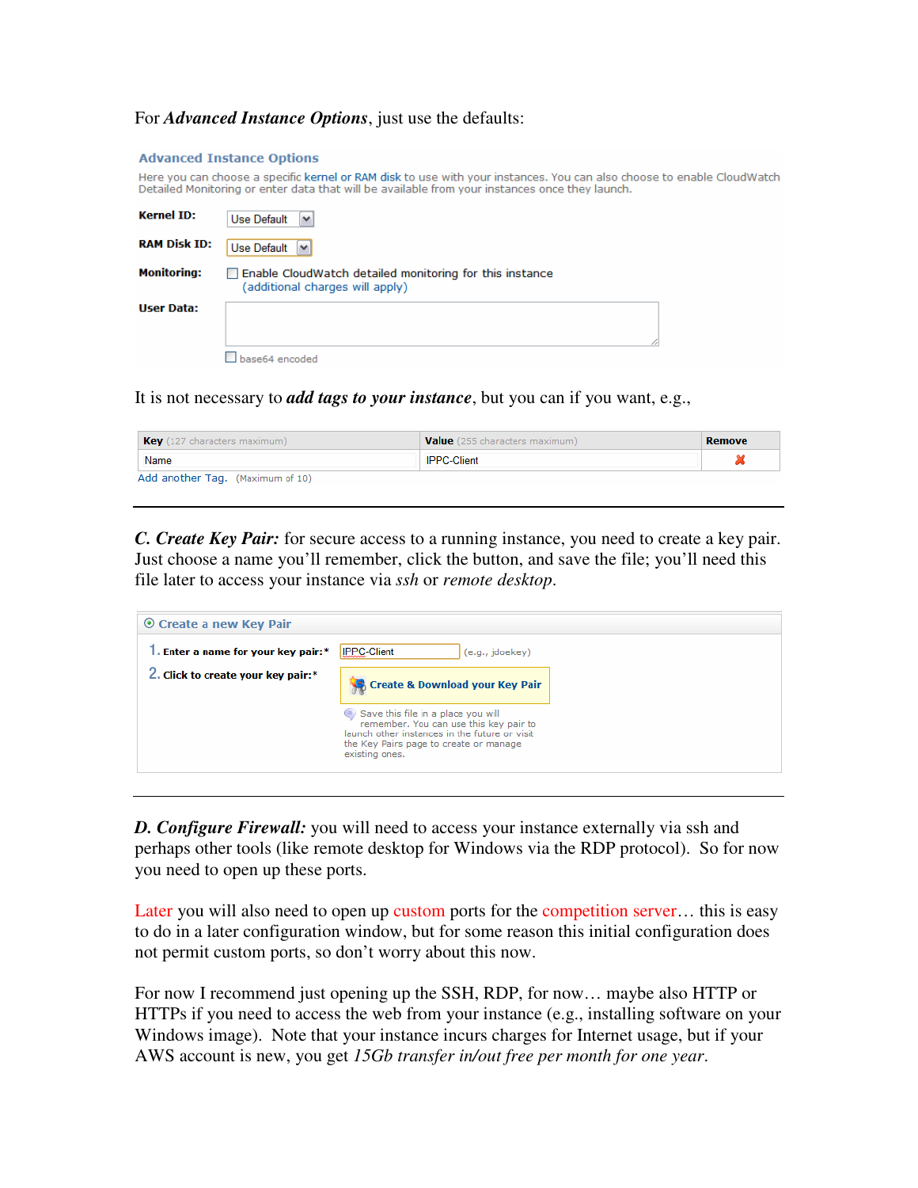For ***Advanced Instance Options***, just use the defaults:

**Advanced Instance Options**

Here you can choose a specific kernel or RAM disk to use with your instances. You can also choose to enable CloudWatch Detailed Monitoring or enter data that will be available from your instances once they launch.

**Kernel ID:** Use Default

**RAM Disk ID:** Use Default

**Monitoring:** ☐ Enable CloudWatch detailed monitoring for this instance (additional charges will apply)

**User Data:**

☐ base64 encoded

It is not necessary to ***add tags to your instance***, but you can if you want, e.g.,

| **Key** (127 characters maximum) | **Value** (255 characters maximum) | **Remove** |
|---|---|---|
| Name | IPPC-Client | ✖ |

Add another Tag. (Maximum of 10)

---

***C. Create Key Pair:*** for secure access to a running instance, you need to create a key pair. Just choose a name you'll remember, click the button, and save the file; you'll need this file later to access your instance via *ssh* or *remote desktop*.

**Create a new Key Pair**

1. **Enter a name for your key pair:*** IPPC-Client (e.g., jdoekey)
2. **Click to create your key pair:*** **Create & Download your Key Pair**

Save this file in a place you will remember. You can use this key pair to launch other instances in the future or visit the Key Pairs page to create or manage existing ones.

---

***D. Configure Firewall:*** you will need to access your instance externally via ssh and perhaps other tools (like remote desktop for Windows via the RDP protocol). So for now you need to open up these ports.

Later you will also need to open up custom ports for the competition server… this is easy to do in a later configuration window, but for some reason this initial configuration does not permit custom ports, so don't worry about this now.

For now I recommend just opening up the SSH, RDP, for now… maybe also HTTP or HTTPs if you need to access the web from your instance (e.g., installing software on your Windows image). Note that your instance incurs charges for Internet usage, but if your AWS account is new, you get *15Gb transfer in/out free per month for one year*.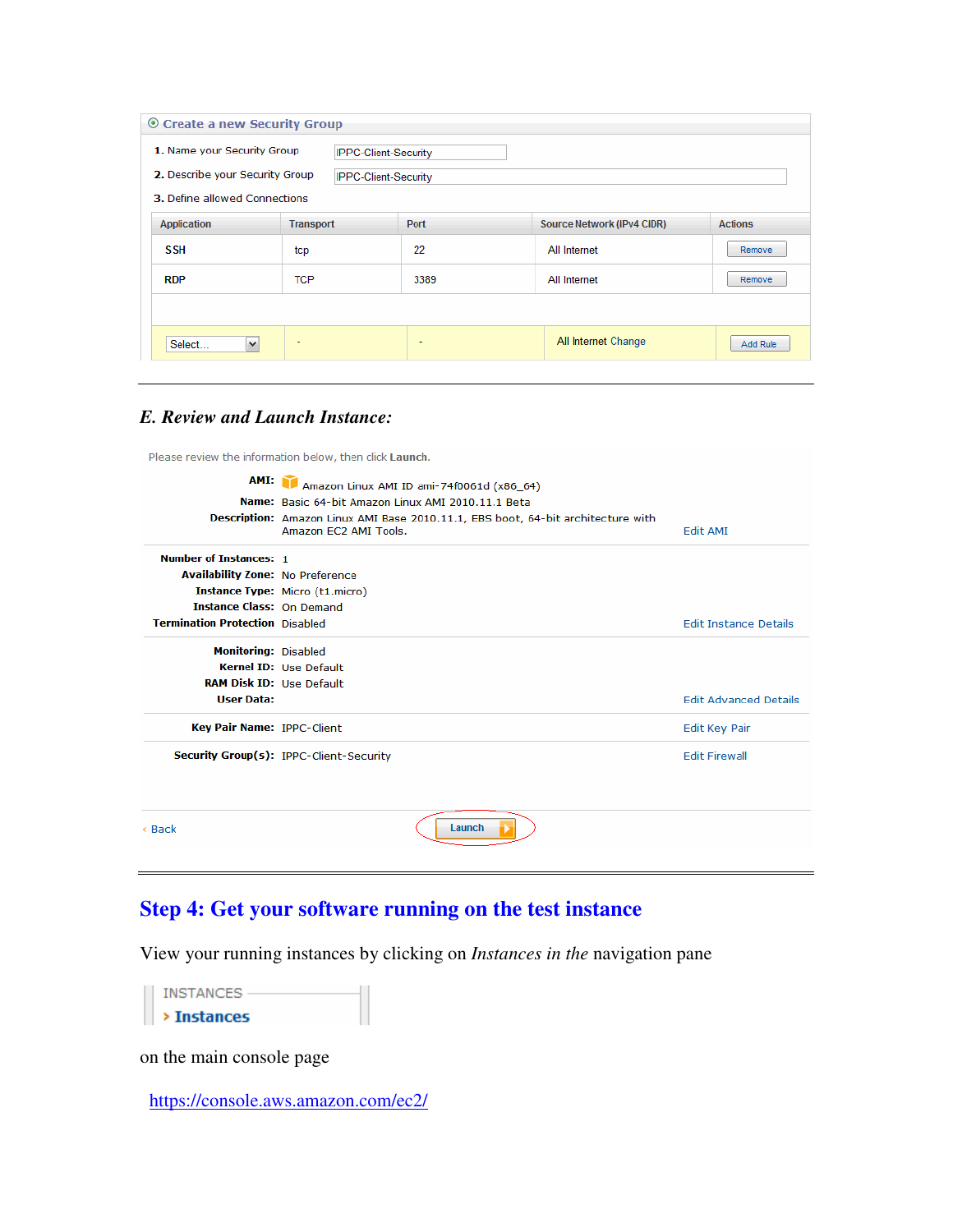**Create a new Security Group**

1. Name your Security Group: IPPC-Client-Security
2. Describe your Security Group: IPPC-Client-Security
3. Define allowed Connections

| Application | Transport | Port | Source Network (IPv4 CIDR) | Actions |
|---|---|---|---|---|
| SSH | tcp | 22 | All Internet | Remove |
| RDP | TCP | 3389 | All Internet | Remove |
| Select... | - | - | All Internet Change | Add Rule |

## E. Review and Launch Instance:

Please review the information below, then click **Launch**.

**AMI:** Amazon Linux AMI ID ami-74f0061d (x86_64)
**Name:** Basic 64-bit Amazon Linux AMI 2010.11.1 Beta
**Description:** Amazon Linux AMI Base 2010.11.1, EBS boot, 64-bit architecture with Amazon EC2 AMI Tools. — Edit AMI

**Number of Instances:** 1
**Availability Zone:** No Preference
**Instance Type:** Micro (t1.micro)
**Instance Class:** On Demand
**Termination Protection** Disabled — Edit Instance Details

**Monitoring:** Disabled
**Kernel ID:** Use Default
**RAM Disk ID:** Use Default
**User Data:** — Edit Advanced Details

**Key Pair Name:** IPPC-Client — Edit Key Pair

**Security Group(s):** IPPC-Client-Security — Edit Firewall

< Back — Launch

## Step 4: Get your software running on the test instance

View your running instances by clicking on *Instances in the* navigation pane

INSTANCES
› **Instances**

on the main console page

https://console.aws.amazon.com/ec2/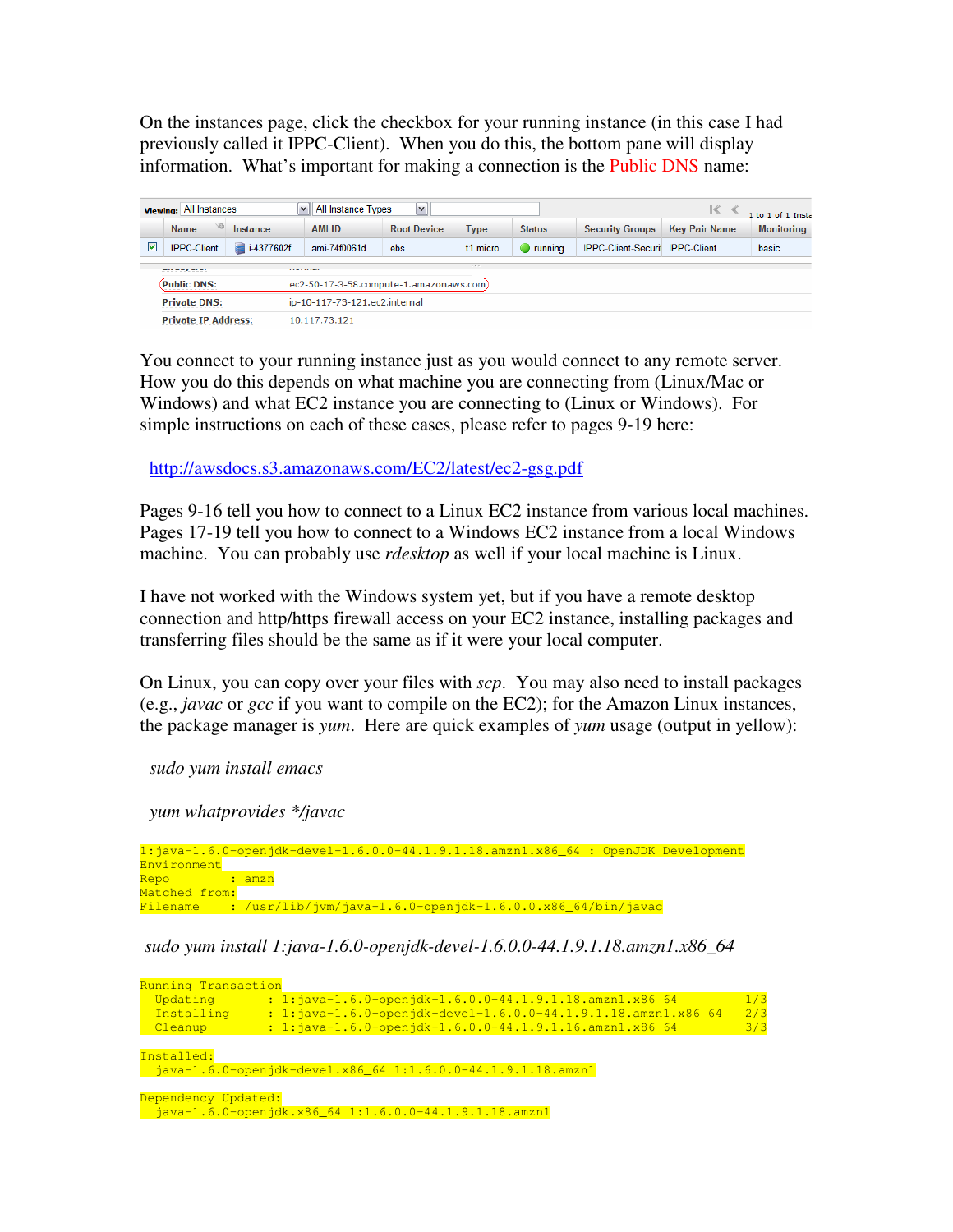On the instances page, click the checkbox for your running instance (in this case I had previously called it IPPC-Client). When you do this, the bottom pane will display information. What's important for making a connection is the Public DNS name:

| | Name | Instance | AMI ID | Root Device | Type | Status | Security Groups | Key Pair Name | Monitoring |
|---|---|---|---|---|---|---|---|---|---|
| ☑ | IPPC-Client | i-4377602f | ami-74f0061d | ebs | t1.micro | running | IPPC-Client-Securi | IPPC-Client | basic |

| | |
|---|---|
| Public DNS: | ec2-50-17-3-58.compute-1.amazonaws.com |
| Private DNS: | ip-10-117-73-121.ec2.internal |
| Private IP Address: | 10.117.73.121 |

You connect to your running instance just as you would connect to any remote server. How you do this depends on what machine you are connecting from (Linux/Mac or Windows) and what EC2 instance you are connecting to (Linux or Windows). For simple instructions on each of these cases, please refer to pages 9-19 here:

http://awsdocs.s3.amazonaws.com/EC2/latest/ec2-gsg.pdf

Pages 9-16 tell you how to connect to a Linux EC2 instance from various local machines. Pages 17-19 tell you how to connect to a Windows EC2 instance from a local Windows machine. You can probably use *rdesktop* as well if your local machine is Linux.

I have not worked with the Windows system yet, but if you have a remote desktop connection and http/https firewall access on your EC2 instance, installing packages and transferring files should be the same as if it were your local computer.

On Linux, you can copy over your files with *scp*. You may also need to install packages (e.g., *javac* or *gcc* if you want to compile on the EC2); for the Amazon Linux instances, the package manager is *yum*. Here are quick examples of *yum* usage (output in yellow):

*sudo yum install emacs*

*yum whatprovides */javac*

```
1:java-1.6.0-openjdk-devel-1.6.0.0-44.1.9.1.18.amzn1.x86_64 : OpenJDK Development
Environment
Repo        : amzn
Matched from:
Filename    : /usr/lib/jvm/java-1.6.0-openjdk-1.6.0.0.x86_64/bin/javac
```

*sudo yum install 1:java-1.6.0-openjdk-devel-1.6.0.0-44.1.9.1.18.amzn1.x86_64*

```
Running Transaction
  Updating       : 1:java-1.6.0-openjdk-1.6.0.0-44.1.9.1.18.amzn1.x86_64          1/3
  Installing     : 1:java-1.6.0-openjdk-devel-1.6.0.0-44.1.9.1.18.amzn1.x86_64    2/3
  Cleanup        : 1:java-1.6.0-openjdk-1.6.0.0-44.1.9.1.16.amzn1.x86_64          3/3

Installed:
  java-1.6.0-openjdk-devel.x86_64 1:1.6.0.0-44.1.9.1.18.amzn1

Dependency Updated:
  java-1.6.0-openjdk.x86_64 1:1.6.0.0-44.1.9.1.18.amzn1
```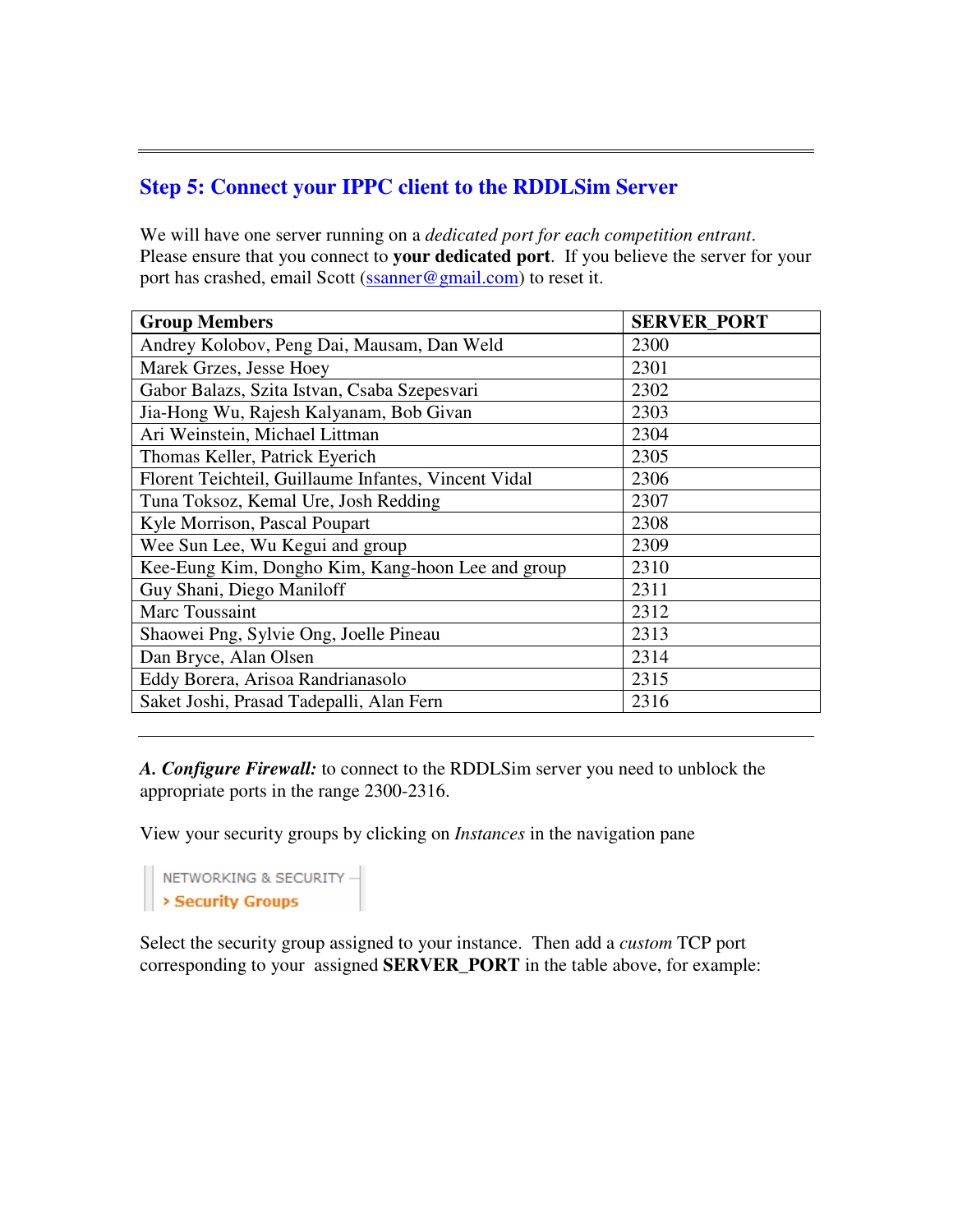---

## Step 5: Connect your IPPC client to the RDDLSim Server

We will have one server running on a *dedicated port for each competition entrant*. Please ensure that you connect to **your dedicated port**. If you believe the server for your port has crashed, email Scott (ssanner@gmail.com) to reset it.

| Group Members | SERVER_PORT |
| --- | --- |
| Andrey Kolobov, Peng Dai, Mausam, Dan Weld | 2300 |
| Marek Grzes, Jesse Hoey | 2301 |
| Gabor Balazs, Szita Istvan, Csaba Szepesvari | 2302 |
| Jia-Hong Wu, Rajesh Kalyanam, Bob Givan | 2303 |
| Ari Weinstein, Michael Littman | 2304 |
| Thomas Keller, Patrick Eyerich | 2305 |
| Florent Teichteil, Guillaume Infantes, Vincent Vidal | 2306 |
| Tuna Toksoz, Kemal Ure, Josh Redding | 2307 |
| Kyle Morrison, Pascal Poupart | 2308 |
| Wee Sun Lee, Wu Kegui and group | 2309 |
| Kee-Eung Kim, Dongho Kim, Kang-hoon Lee and group | 2310 |
| Guy Shani, Diego Maniloff | 2311 |
| Marc Toussaint | 2312 |
| Shaowei Png, Sylvie Ong, Joelle Pineau | 2313 |
| Dan Bryce, Alan Olsen | 2314 |
| Eddy Borera, Arisoa Randrianasolo | 2315 |
| Saket Joshi, Prasad Tadepalli, Alan Fern | 2316 |

---

***A. Configure Firewall:*** to connect to the RDDLSim server you need to unblock the appropriate ports in the range 2300-2316.

View your security groups by clicking on *Instances* in the navigation pane

NETWORKING & SECURITY
› **Security Groups**

Select the security group assigned to your instance. Then add a *custom* TCP port corresponding to your assigned **SERVER_PORT** in the table above, for example: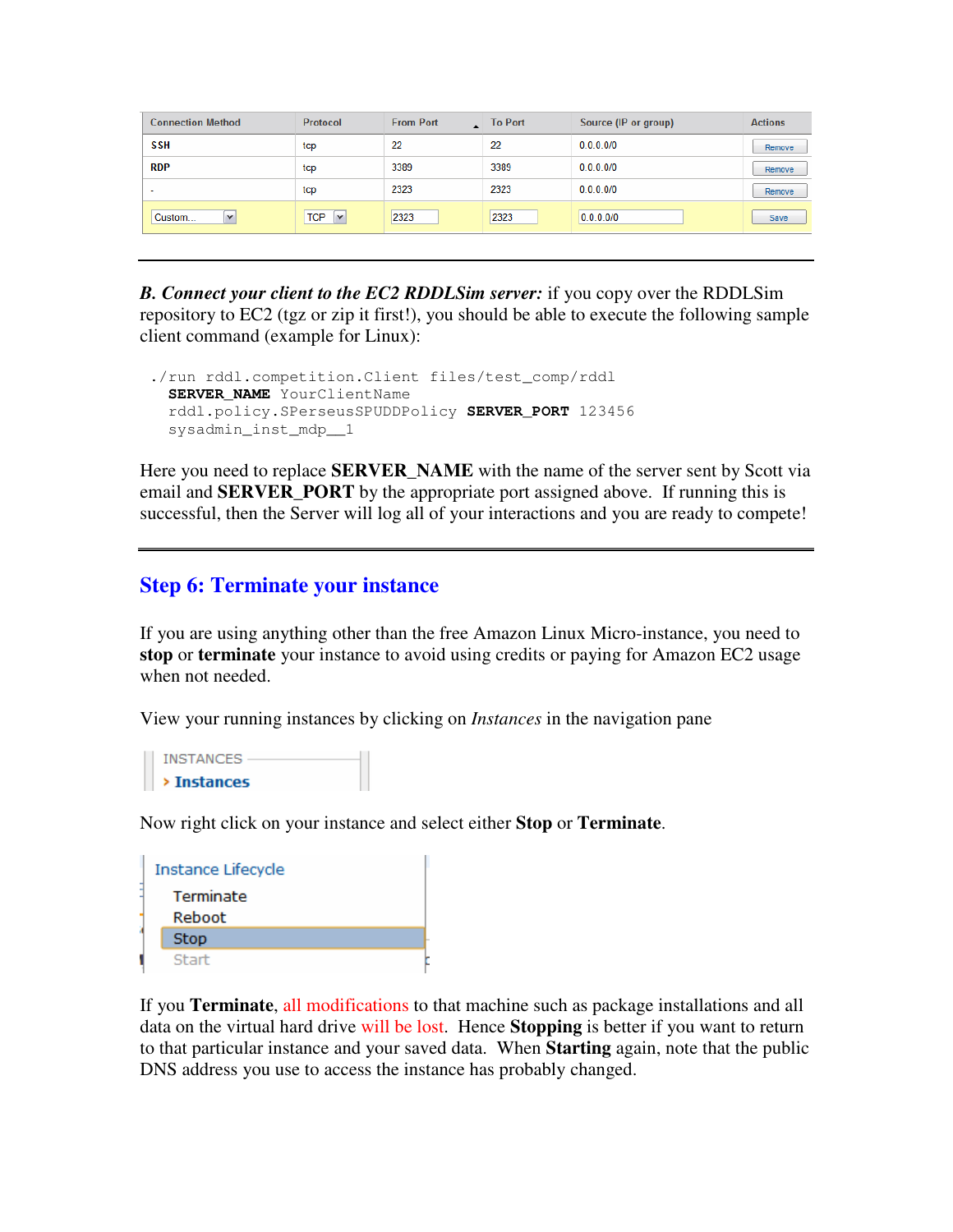| Connection Method | Protocol | From Port | To Port | Source (IP or group) | Actions |
| --- | --- | --- | --- | --- | --- |
| SSH | tcp | 22 | 22 | 0.0.0.0/0 | Remove |
| RDP | tcp | 3389 | 3389 | 0.0.0.0/0 | Remove |
| - | tcp | 2323 | 2323 | 0.0.0.0/0 | Remove |
| Custom... | TCP | 2323 | 2323 | 0.0.0.0/0 | Save |

---

***B. Connect your client to the EC2 RDDLSim server:*** if you copy over the RDDLSim repository to EC2 (tgz or zip it first!), you should be able to execute the following sample client command (example for Linux):

```
./run rddl.competition.Client files/test_comp/rddl
  SERVER_NAME YourClientName
  rddl.policy.SPerseusSPUDDPolicy SERVER_PORT 123456
  sysadmin_inst_mdp__1
```

Here you need to replace **SERVER_NAME** with the name of the server sent by Scott via email and **SERVER_PORT** by the appropriate port assigned above. If running this is successful, then the Server will log all of your interactions and you are ready to compete!

---

## Step 6: Terminate your instance

If you are using anything other than the free Amazon Linux Micro-instance, you need to **stop** or **terminate** your instance to avoid using credits or paying for Amazon EC2 usage when not needed.

View your running instances by clicking on *Instances* in the navigation pane

INSTANCES
› **Instances**

Now right click on your instance and select either **Stop** or **Terminate**.

Instance Lifecycle
Terminate
Reboot
Stop
Start

If you **Terminate**, all modifications to that machine such as package installations and all data on the virtual hard drive will be lost. Hence **Stopping** is better if you want to return to that particular instance and your saved data. When **Starting** again, note that the public DNS address you use to access the instance has probably changed.